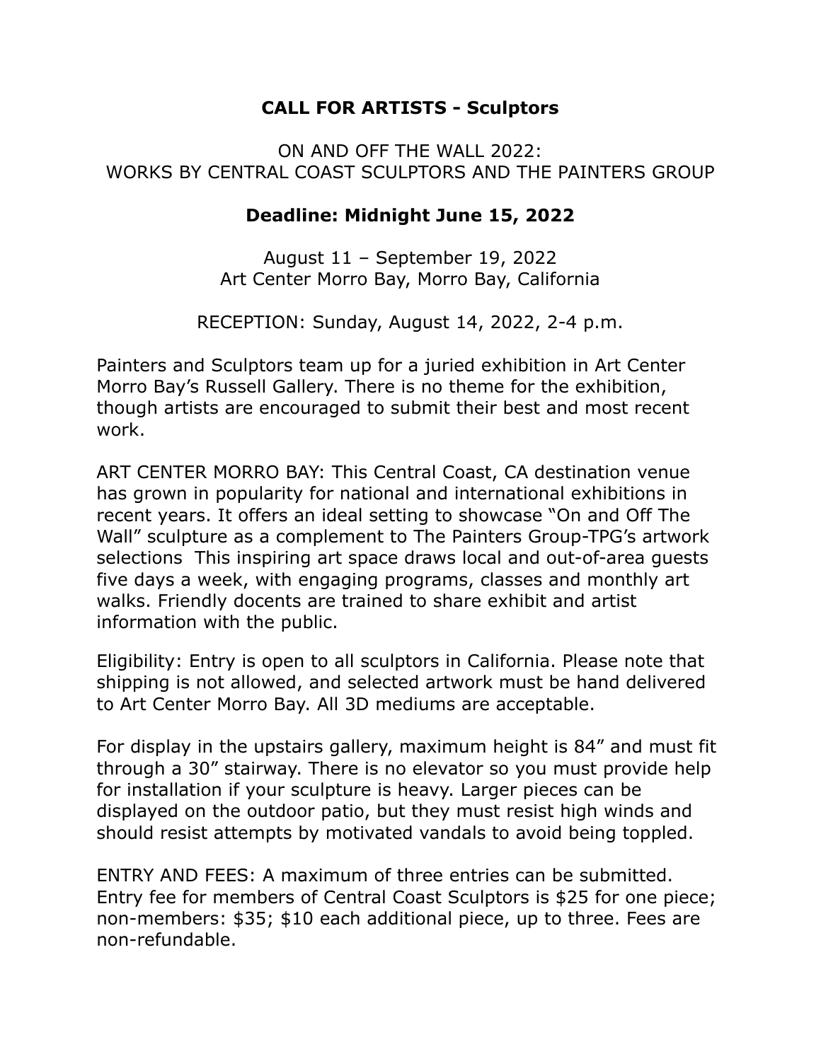# CALL FOR ARTISTS - Sculptors

ON AND OFF THE WALL 2022:
WORKS BY CENTRAL COAST SCULPTORS AND THE PAINTERS GROUP

**Deadline: Midnight June 15, 2022**

August 11 – September 19, 2022
Art Center Morro Bay, Morro Bay, California

RECEPTION: Sunday, August 14, 2022, 2-4 p.m.

Painters and Sculptors team up for a juried exhibition in Art Center Morro Bay's Russell Gallery. There is no theme for the exhibition, though artists are encouraged to submit their best and most recent work.

ART CENTER MORRO BAY: This Central Coast, CA destination venue has grown in popularity for national and international exhibitions in recent years. It offers an ideal setting to showcase "On and Off The Wall" sculpture as a complement to The Painters Group-TPG's artwork selections  This inspiring art space draws local and out-of-area guests five days a week, with engaging programs, classes and monthly art walks. Friendly docents are trained to share exhibit and artist information with the public.

Eligibility: Entry is open to all sculptors in California. Please note that shipping is not allowed, and selected artwork must be hand delivered to Art Center Morro Bay. All 3D mediums are acceptable.

For display in the upstairs gallery, maximum height is 84" and must fit through a 30" stairway. There is no elevator so you must provide help for installation if your sculpture is heavy. Larger pieces can be displayed on the outdoor patio, but they must resist high winds and should resist attempts by motivated vandals to avoid being toppled.

ENTRY AND FEES: A maximum of three entries can be submitted. Entry fee for members of Central Coast Sculptors is $25 for one piece; non-members: $35; $10 each additional piece, up to three. Fees are non-refundable.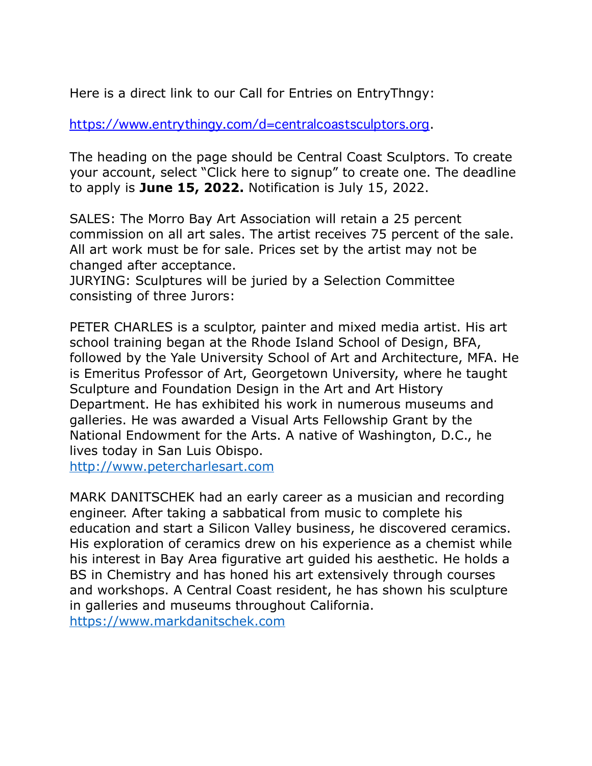Here is a direct link to our Call for Entries on EntryThngy:

[https://www.entrythingy.com/d=centralcoastsculptors.org](https://www.entrythingy.com/d=centralcoastsculptors.org).

The heading on the page should be Central Coast Sculptors. To create your account, select "Click here to signup" to create one. The deadline to apply is **June 15, 2022.** Notification is July 15, 2022.

SALES: The Morro Bay Art Association will retain a 25 percent commission on all art sales. The artist receives 75 percent of the sale. All art work must be for sale. Prices set by the artist may not be changed after acceptance.
JURYING: Sculptures will be juried by a Selection Committee consisting of three Jurors:

PETER CHARLES is a sculptor, painter and mixed media artist. His art school training began at the Rhode Island School of Design, BFA, followed by the Yale University School of Art and Architecture, MFA. He is Emeritus Professor of Art, Georgetown University, where he taught Sculpture and Foundation Design in the Art and Art History Department. He has exhibited his work in numerous museums and galleries. He was awarded a Visual Arts Fellowship Grant by the National Endowment for the Arts. A native of Washington, D.C., he lives today in San Luis Obispo.
[http://www.petercharlesart.com](http://www.petercharlesart.com)

MARK DANITSCHEK had an early career as a musician and recording engineer. After taking a sabbatical from music to complete his education and start a Silicon Valley business, he discovered ceramics. His exploration of ceramics drew on his experience as a chemist while his interest in Bay Area figurative art guided his aesthetic. He holds a BS in Chemistry and has honed his art extensively through courses and workshops. A Central Coast resident, he has shown his sculpture in galleries and museums throughout California.
[https://www.markdanitschek.com](https://www.markdanitschek.com)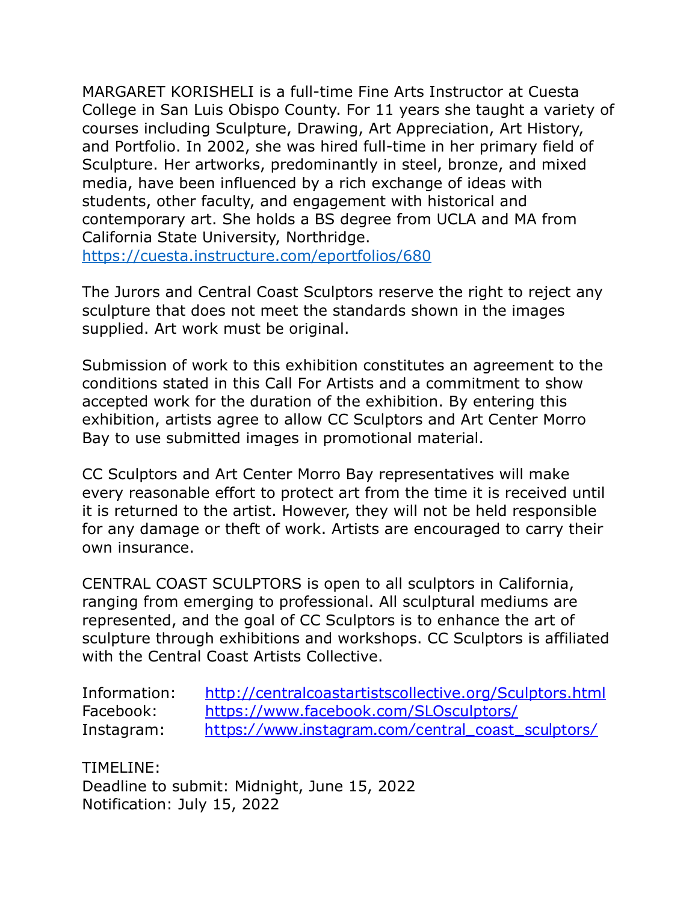MARGARET KORISHELI is a full-time Fine Arts Instructor at Cuesta College in San Luis Obispo County. For 11 years she taught a variety of courses including Sculpture, Drawing, Art Appreciation, Art History, and Portfolio. In 2002, she was hired full-time in her primary field of Sculpture. Her artworks, predominantly in steel, bronze, and mixed media, have been influenced by a rich exchange of ideas with students, other faculty, and engagement with historical and contemporary art. She holds a BS degree from UCLA and MA from California State University, Northridge.
https://cuesta.instructure.com/eportfolios/680

The Jurors and Central Coast Sculptors reserve the right to reject any sculpture that does not meet the standards shown in the images supplied. Art work must be original.

Submission of work to this exhibition constitutes an agreement to the conditions stated in this Call For Artists and a commitment to show accepted work for the duration of the exhibition. By entering this exhibition, artists agree to allow CC Sculptors and Art Center Morro Bay to use submitted images in promotional material.

CC Sculptors and Art Center Morro Bay representatives will make every reasonable effort to protect art from the time it is received until it is returned to the artist. However, they will not be held responsible for any damage or theft of work. Artists are encouraged to carry their own insurance.

CENTRAL COAST SCULPTORS is open to all sculptors in California, ranging from emerging to professional. All sculptural mediums are represented, and the goal of CC Sculptors is to enhance the art of sculpture through exhibitions and workshops. CC Sculptors is affiliated with the Central Coast Artists Collective.

Information: http://centralcoastartistscollective.org/Sculptors.html
Facebook: https://www.facebook.com/SLOsculptors/
Instagram: https://www.instagram.com/central_coast_sculptors/

TIMELINE:
Deadline to submit: Midnight, June 15, 2022
Notification: July 15, 2022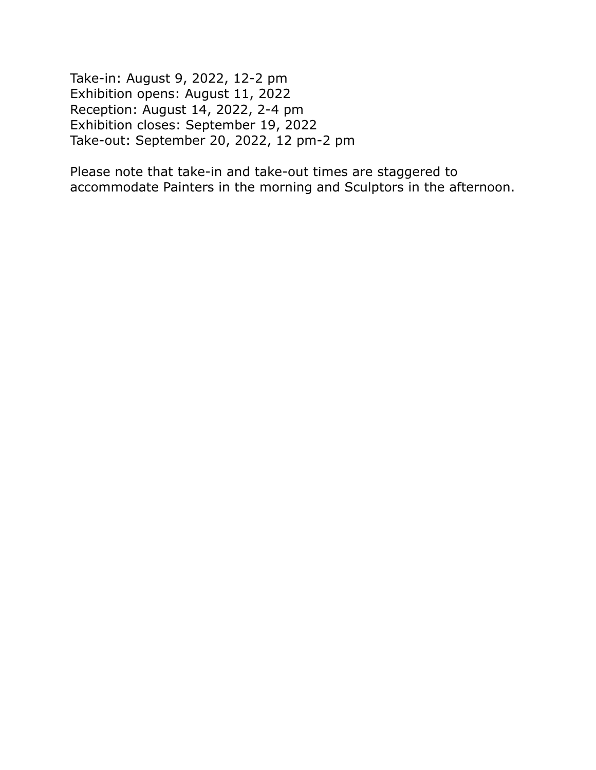Take-in: August 9, 2022, 12-2 pm
Exhibition opens: August 11, 2022
Reception: August 14, 2022, 2-4 pm
Exhibition closes: September 19, 2022
Take-out: September 20, 2022, 12 pm-2 pm

Please note that take-in and take-out times are staggered to accommodate Painters in the morning and Sculptors in the afternoon.